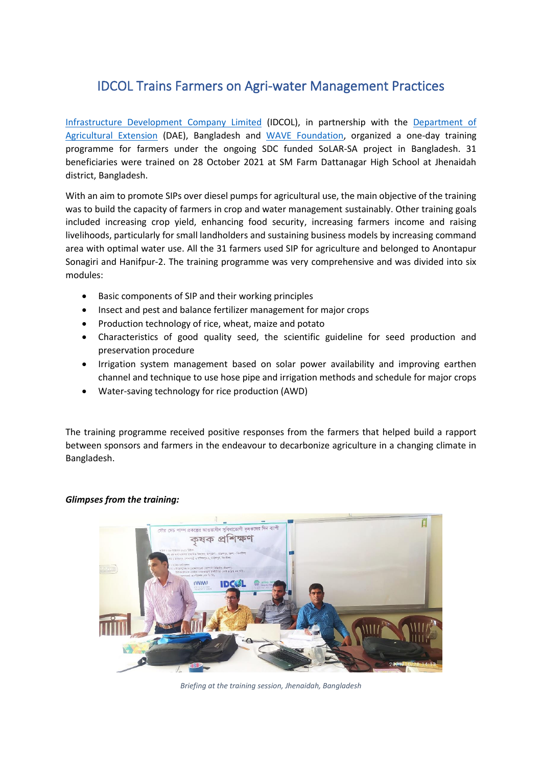# IDCOL Trains Farmers on Agri-water Management Practices

Infrastructure Development Company Limited (IDCOL), in partnership with the Department of Agricultural Extension (DAE), Bangladesh and WAVE Foundation, organized a one-day training programme for farmers under the ongoing SDC funded SoLAR-SA project in Bangladesh. 31 beneficiaries were trained on 28 October 2021 at SM Farm Dattanagar High School at Jhenaidah district, Bangladesh.

With an aim to promote SIPs over diesel pumps for agricultural use, the main objective of the training was to build the capacity of farmers in crop and water management sustainably. Other training goals included increasing crop yield, enhancing food security, increasing farmers income and raising livelihoods, particularly for small landholders and sustaining business models by increasing command area with optimal water use. All the 31 farmers used SIP for agriculture and belonged to Anontapur Sonagiri and Hanifpur-2. The training programme was very comprehensive and was divided into six modules:

- Basic components of SIP and their working principles
- Insect and pest and balance fertilizer management for major crops
- Production technology of rice, wheat, maize and potato
- Characteristics of good quality seed, the scientific guideline for seed production and preservation procedure
- Irrigation system management based on solar power availability and improving earthen channel and technique to use hose pipe and irrigation methods and schedule for major crops
- Water-saving technology for rice production (AWD)

The training programme received positive responses from the farmers that helped build a rapport between sponsors and farmers in the endeavour to decarbonize agriculture in a changing climate in Bangladesh.

***Glimpses from the training:***

*Briefing at the training session, Jhenaidah, Bangladesh*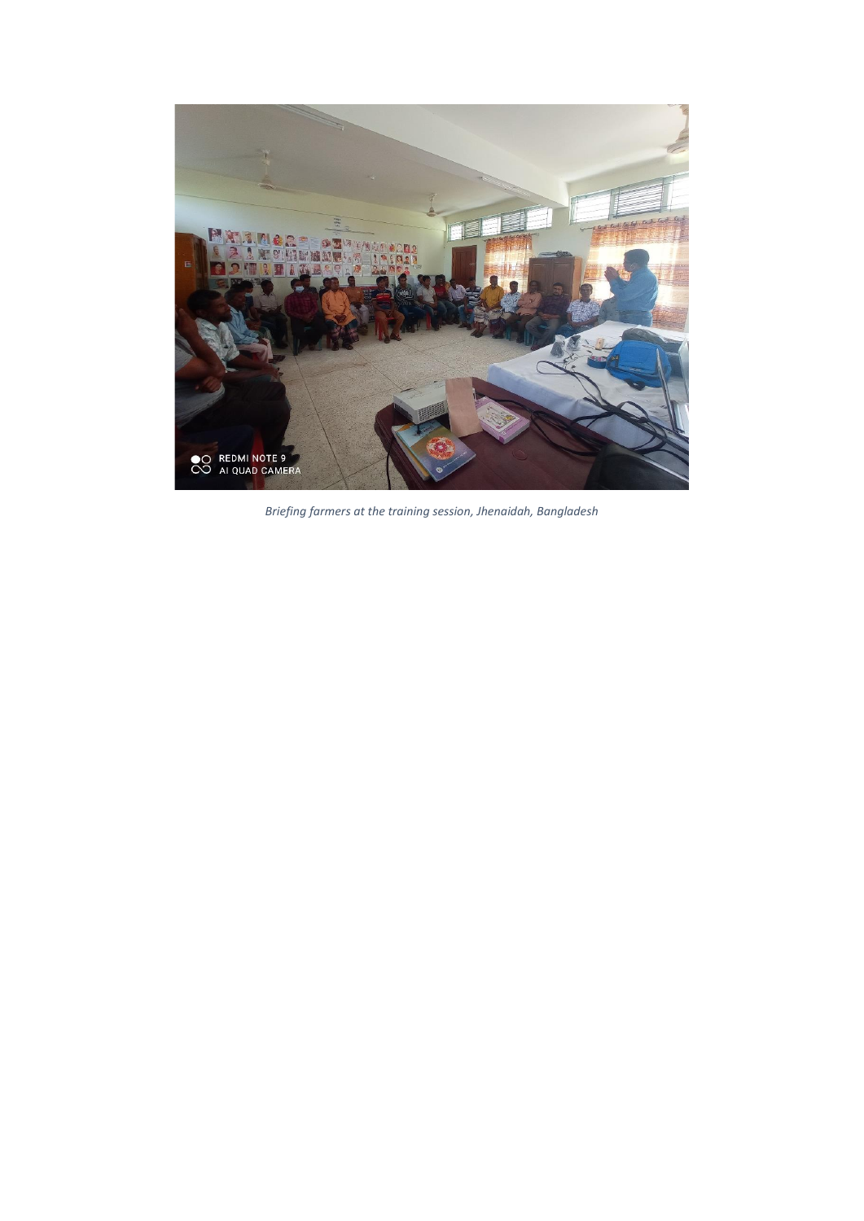*Briefing farmers at the training session, Jhenaidah, Bangladesh*